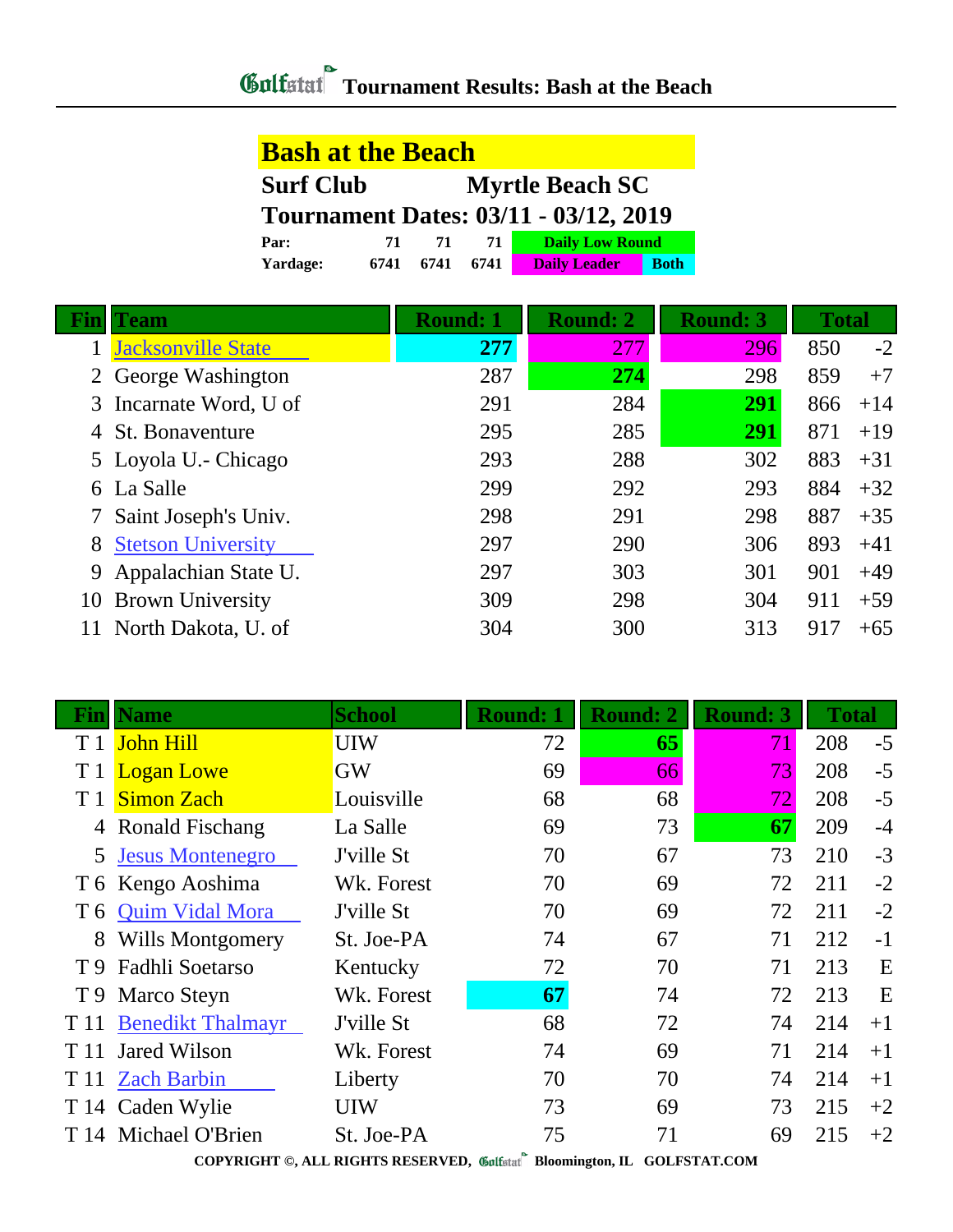# Tournament Results: Bash at the Beach

## Bash at the Beach

**Surf Club** Myrtle Beach SC

**Tournament Dates: 03/11 - 03/12, 2019**

| | | | | |
|---|---|---|---|---|
| **Par:** | 71 | 71 | 71 | Daily Low Round |
| **Yardage:** | 6741 | 6741 | 6741 | Daily Leader / Both |

| Fin | Team | Round: 1 | Round: 2 | Round: 3 | Total | |
|---|---|---|---|---|---|---|
| 1 | Jacksonville State | **277** | 277 | 296 | 850 | -2 |
| 2 | George Washington | 287 | **274** | 298 | 859 | +7 |
| 3 | Incarnate Word, U of | 291 | 284 | **291** | 866 | +14 |
| 4 | St. Bonaventure | 295 | 285 | **291** | 871 | +19 |
| 5 | Loyola U.- Chicago | 293 | 288 | 302 | 883 | +31 |
| 6 | La Salle | 299 | 292 | 293 | 884 | +32 |
| 7 | Saint Joseph's Univ. | 298 | 291 | 298 | 887 | +35 |
| 8 | Stetson University | 297 | 290 | 306 | 893 | +41 |
| 9 | Appalachian State U. | 297 | 303 | 301 | 901 | +49 |
| 10 | Brown University | 309 | 298 | 304 | 911 | +59 |
| 11 | North Dakota, U. of | 304 | 300 | 313 | 917 | +65 |

| Fin | Name | School | Round: 1 | Round: 2 | Round: 3 | Total | |
|---|---|---|---|---|---|---|---|
| T 1 | John Hill | UIW | 72 | **65** | 71 | 208 | -5 |
| T 1 | Logan Lowe | GW | 69 | 66 | 73 | 208 | -5 |
| T 1 | Simon Zach | Louisville | 68 | 68 | 72 | 208 | -5 |
| 4 | Ronald Fischang | La Salle | 69 | 73 | **67** | 209 | -4 |
| 5 | Jesus Montenegro | J'ville St | 70 | 67 | 73 | 210 | -3 |
| T 6 | Kengo Aoshima | Wk. Forest | 70 | 69 | 72 | 211 | -2 |
| T 6 | Quim Vidal Mora | J'ville St | 70 | 69 | 72 | 211 | -2 |
| 8 | Wills Montgomery | St. Joe-PA | 74 | 67 | 71 | 212 | -1 |
| T 9 | Fadhli Soetarso | Kentucky | 72 | 70 | 71 | 213 | E |
| T 9 | Marco Steyn | Wk. Forest | **67** | 74 | 72 | 213 | E |
| T 11 | Benedikt Thalmayr | J'ville St | 68 | 72 | 74 | 214 | +1 |
| T 11 | Jared Wilson | Wk. Forest | 74 | 69 | 71 | 214 | +1 |
| T 11 | Zach Barbin | Liberty | 70 | 70 | 74 | 214 | +1 |
| T 14 | Caden Wylie | UIW | 73 | 69 | 73 | 215 | +2 |
| T 14 | Michael O'Brien | St. Joe-PA | 75 | 71 | 69 | 215 | +2 |

COPYRIGHT ©, ALL RIGHTS RESERVED, Golfstat Bloomington, IL GOLFSTAT.COM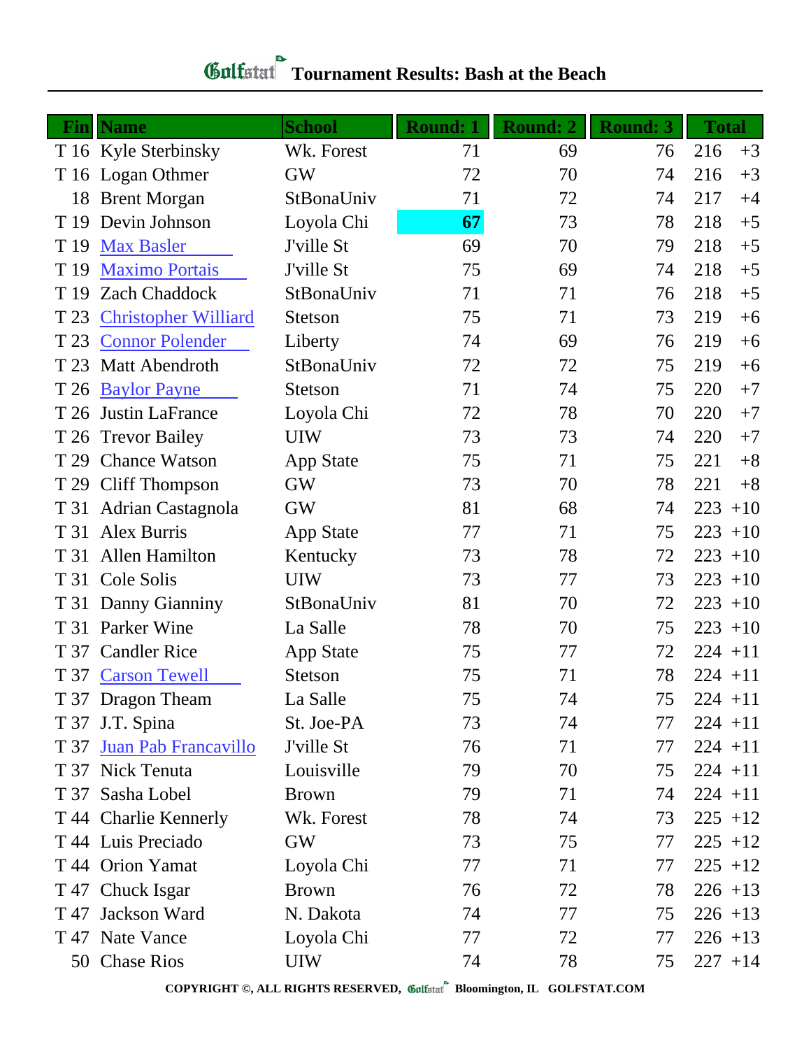# Golfstat Tournament Results: Bash at the Beach

| Fin | Name | School | Round: 1 | Round: 2 | Round: 3 | Total | |
|---|---|---|---|---|---|---|---|
| T 16 | Kyle Sterbinsky | Wk. Forest | 71 | 69 | 76 | 216 | +3 |
| T 16 | Logan Othmer | GW | 72 | 70 | 74 | 216 | +3 |
| 18 | Brent Morgan | StBonaUniv | 71 | 72 | 74 | 217 | +4 |
| T 19 | Devin Johnson | Loyola Chi | **67** | 73 | 78 | 218 | +5 |
| T 19 | Max Basler | J'ville St | 69 | 70 | 79 | 218 | +5 |
| T 19 | Maximo Portais | J'ville St | 75 | 69 | 74 | 218 | +5 |
| T 19 | Zach Chaddock | StBonaUniv | 71 | 71 | 76 | 218 | +5 |
| T 23 | Christopher Williard | Stetson | 75 | 71 | 73 | 219 | +6 |
| T 23 | Connor Polender | Liberty | 74 | 69 | 76 | 219 | +6 |
| T 23 | Matt Abendroth | StBonaUniv | 72 | 72 | 75 | 219 | +6 |
| T 26 | Baylor Payne | Stetson | 71 | 74 | 75 | 220 | +7 |
| T 26 | Justin LaFrance | Loyola Chi | 72 | 78 | 70 | 220 | +7 |
| T 26 | Trevor Bailey | UIW | 73 | 73 | 74 | 220 | +7 |
| T 29 | Chance Watson | App State | 75 | 71 | 75 | 221 | +8 |
| T 29 | Cliff Thompson | GW | 73 | 70 | 78 | 221 | +8 |
| T 31 | Adrian Castagnola | GW | 81 | 68 | 74 | 223 | +10 |
| T 31 | Alex Burris | App State | 77 | 71 | 75 | 223 | +10 |
| T 31 | Allen Hamilton | Kentucky | 73 | 78 | 72 | 223 | +10 |
| T 31 | Cole Solis | UIW | 73 | 77 | 73 | 223 | +10 |
| T 31 | Danny Gianniny | StBonaUniv | 81 | 70 | 72 | 223 | +10 |
| T 31 | Parker Wine | La Salle | 78 | 70 | 75 | 223 | +10 |
| T 37 | Candler Rice | App State | 75 | 77 | 72 | 224 | +11 |
| T 37 | Carson Tewell | Stetson | 75 | 71 | 78 | 224 | +11 |
| T 37 | Dragon Theam | La Salle | 75 | 74 | 75 | 224 | +11 |
| T 37 | J.T. Spina | St. Joe-PA | 73 | 74 | 77 | 224 | +11 |
| T 37 | Juan Pab Francavillo | J'ville St | 76 | 71 | 77 | 224 | +11 |
| T 37 | Nick Tenuta | Louisville | 79 | 70 | 75 | 224 | +11 |
| T 37 | Sasha Lobel | Brown | 79 | 71 | 74 | 224 | +11 |
| T 44 | Charlie Kennerly | Wk. Forest | 78 | 74 | 73 | 225 | +12 |
| T 44 | Luis Preciado | GW | 73 | 75 | 77 | 225 | +12 |
| T 44 | Orion Yamat | Loyola Chi | 77 | 71 | 77 | 225 | +12 |
| T 47 | Chuck Isgar | Brown | 76 | 72 | 78 | 226 | +13 |
| T 47 | Jackson Ward | N. Dakota | 74 | 77 | 75 | 226 | +13 |
| T 47 | Nate Vance | Loyola Chi | 77 | 72 | 77 | 226 | +13 |
| 50 | Chase Rios | UIW | 74 | 78 | 75 | 227 | +14 |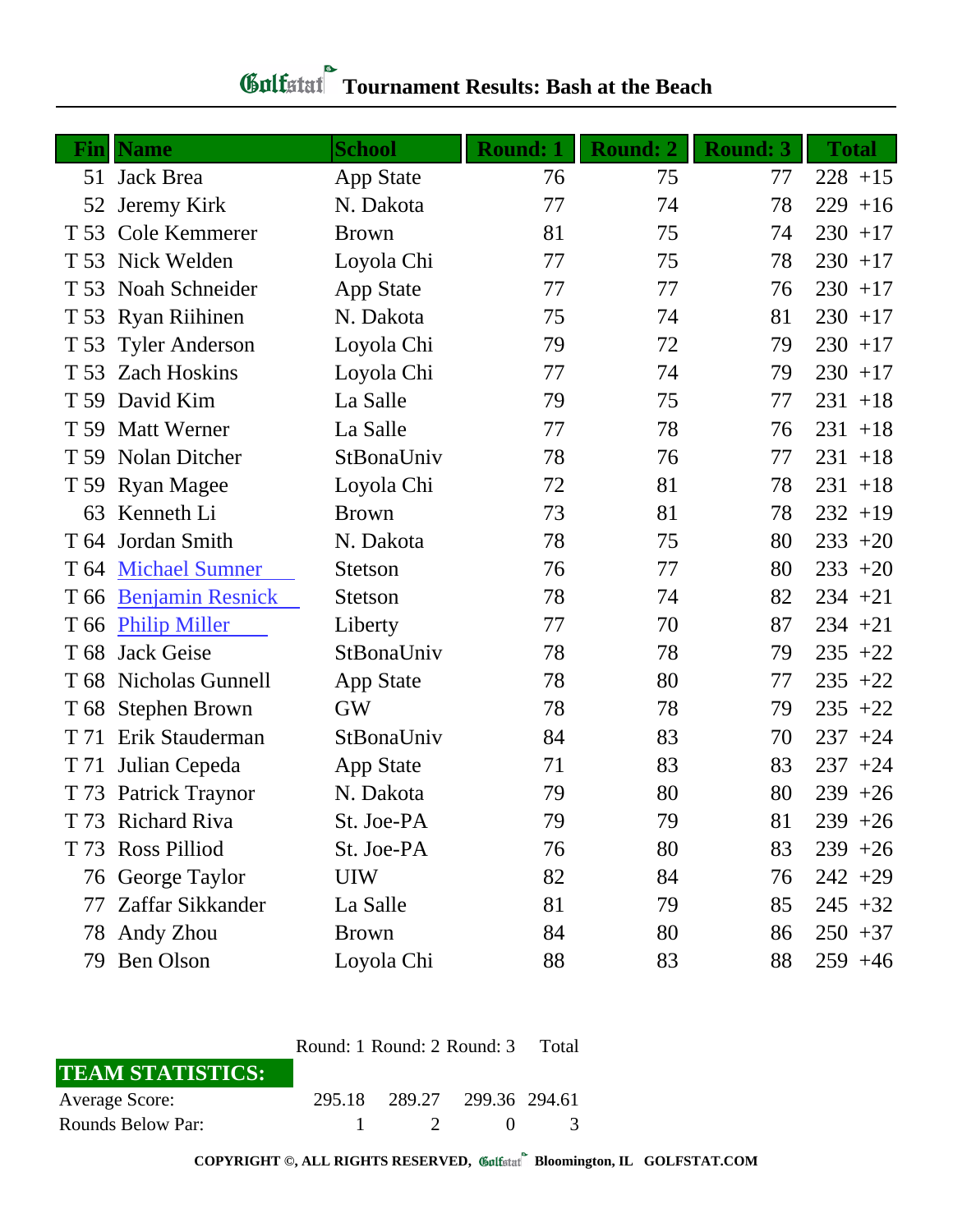# Golfstat Tournament Results: Bash at the Beach

| Fin | Name | School | Round: 1 | Round: 2 | Round: 3 | Total | |
|---|---|---|---|---|---|---|---|
| 51 | Jack Brea | App State | 76 | 75 | 77 | 228 | +15 |
| 52 | Jeremy Kirk | N. Dakota | 77 | 74 | 78 | 229 | +16 |
| T 53 | Cole Kemmerer | Brown | 81 | 75 | 74 | 230 | +17 |
| T 53 | Nick Welden | Loyola Chi | 77 | 75 | 78 | 230 | +17 |
| T 53 | Noah Schneider | App State | 77 | 77 | 76 | 230 | +17 |
| T 53 | Ryan Riihinen | N. Dakota | 75 | 74 | 81 | 230 | +17 |
| T 53 | Tyler Anderson | Loyola Chi | 79 | 72 | 79 | 230 | +17 |
| T 53 | Zach Hoskins | Loyola Chi | 77 | 74 | 79 | 230 | +17 |
| T 59 | David Kim | La Salle | 79 | 75 | 77 | 231 | +18 |
| T 59 | Matt Werner | La Salle | 77 | 78 | 76 | 231 | +18 |
| T 59 | Nolan Ditcher | StBonaUniv | 78 | 76 | 77 | 231 | +18 |
| T 59 | Ryan Magee | Loyola Chi | 72 | 81 | 78 | 231 | +18 |
| 63 | Kenneth Li | Brown | 73 | 81 | 78 | 232 | +19 |
| T 64 | Jordan Smith | N. Dakota | 78 | 75 | 80 | 233 | +20 |
| T 64 | Michael Sumner | Stetson | 76 | 77 | 80 | 233 | +20 |
| T 66 | Benjamin Resnick | Stetson | 78 | 74 | 82 | 234 | +21 |
| T 66 | Philip Miller | Liberty | 77 | 70 | 87 | 234 | +21 |
| T 68 | Jack Geise | StBonaUniv | 78 | 78 | 79 | 235 | +22 |
| T 68 | Nicholas Gunnell | App State | 78 | 80 | 77 | 235 | +22 |
| T 68 | Stephen Brown | GW | 78 | 78 | 79 | 235 | +22 |
| T 71 | Erik Stauderman | StBonaUniv | 84 | 83 | 70 | 237 | +24 |
| T 71 | Julian Cepeda | App State | 71 | 83 | 83 | 237 | +24 |
| T 73 | Patrick Traynor | N. Dakota | 79 | 80 | 80 | 239 | +26 |
| T 73 | Richard Riva | St. Joe-PA | 79 | 79 | 81 | 239 | +26 |
| T 73 | Ross Pilliod | St. Joe-PA | 76 | 80 | 83 | 239 | +26 |
| 76 | George Taylor | UIW | 82 | 84 | 76 | 242 | +29 |
| 77 | Zaffar Sikkander | La Salle | 81 | 79 | 85 | 245 | +32 |
| 78 | Andy Zhou | Brown | 84 | 80 | 86 | 250 | +37 |
| 79 | Ben Olson | Loyola Chi | 88 | 83 | 88 | 259 | +46 |

| TEAM STATISTICS: | Round: 1 | Round: 2 | Round: 3 | Total |
|---|---|---|---|---|
| Average Score: | 295.18 | 289.27 | 299.36 | 294.61 |
| Rounds Below Par: | 1 | 2 | 0 | 3 |

COPYRIGHT ©, ALL RIGHTS RESERVED, Golfstat Bloomington, IL GOLFSTAT.COM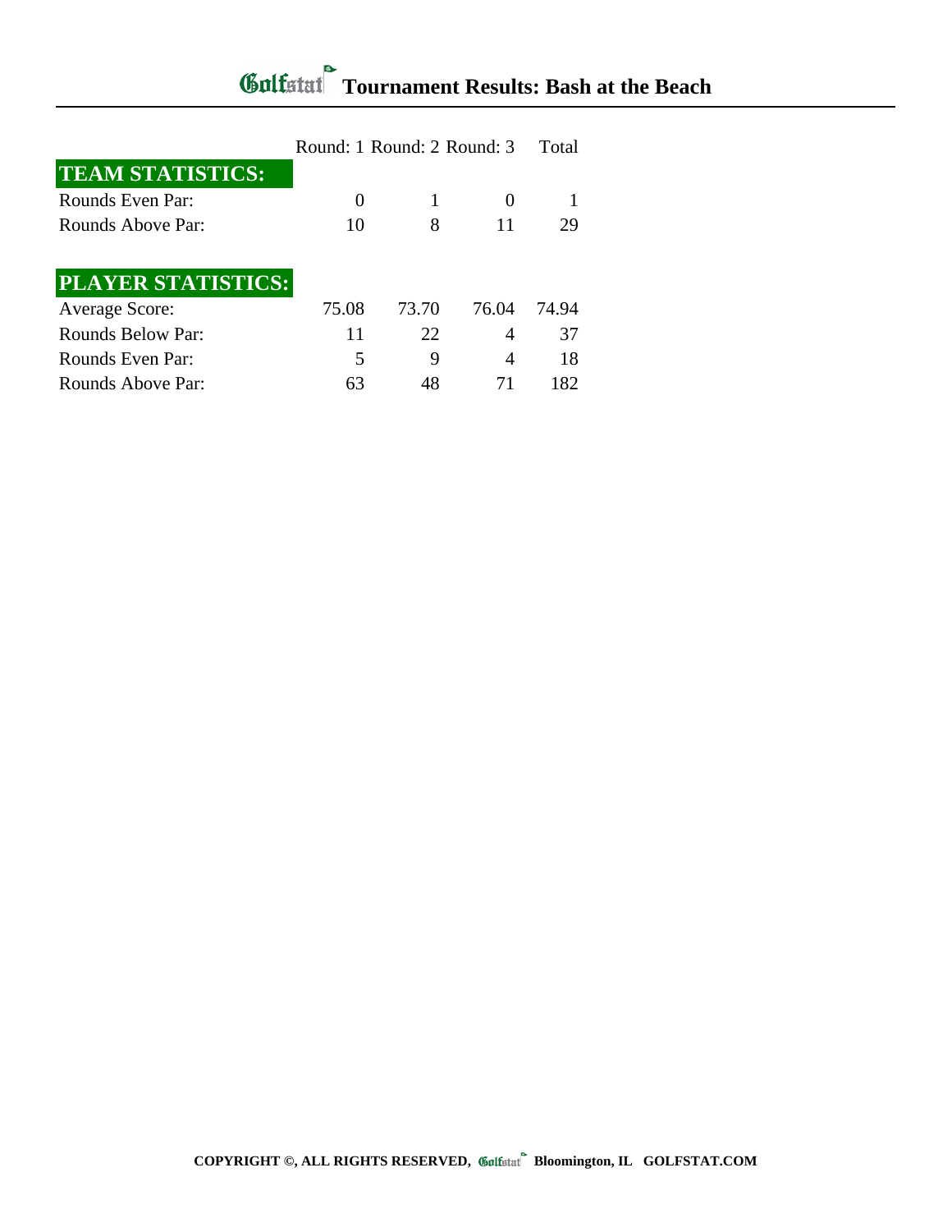# Golfstat Tournament Results: Bash at the Beach

| | Round: 1 | Round: 2 | Round: 3 | Total |
|---|---|---|---|---|
| **TEAM STATISTICS:** | | | | |
| Rounds Even Par: | 0 | 1 | 0 | 1 |
| Rounds Above Par: | 10 | 8 | 11 | 29 |
| | | | | |
| **PLAYER STATISTICS:** | | | | |
| Average Score: | 75.08 | 73.70 | 76.04 | 74.94 |
| Rounds Below Par: | 11 | 22 | 4 | 37 |
| Rounds Even Par: | 5 | 9 | 4 | 18 |
| Rounds Above Par: | 63 | 48 | 71 | 182 |

**COPYRIGHT ©, ALL RIGHTS RESERVED, Golfstat Bloomington, IL GOLFSTAT.COM**